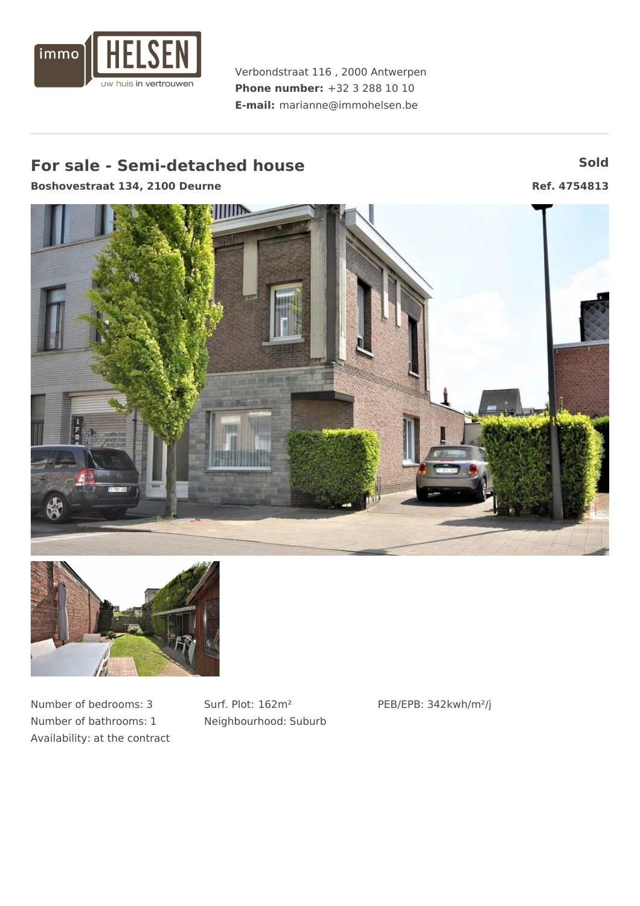immo HELSEN
uw huis in vertrouwen

Verbondstraat 116 , 2000 Antwerpen
**Phone number:** +32 3 288 10 10
**E-mail:** marianne@immohelsen.be

## For sale - Semi-detached house

**Sold**

**Boshovestraat 134, 2100 Deurne**

**Ref. 4754813**

Number of bedrooms: 3
Number of bathrooms: 1
Availability: at the contract

Surf. Plot: 162m²
Neighbourhood: Suburb

PEB/EPB: 342kwh/m²/j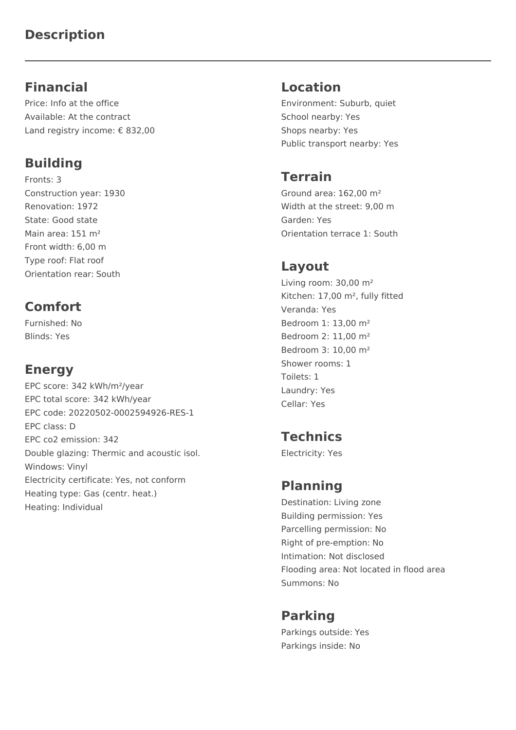# Description

## Financial

Price: Info at the office
Available: At the contract
Land registry income: € 832,00

## Building

Fronts: 3
Construction year: 1930
Renovation: 1972
State: Good state
Main area: 151 m²
Front width: 6,00 m
Type roof: Flat roof
Orientation rear: South

## Comfort

Furnished: No
Blinds: Yes

## Energy

EPC score: 342 kWh/m²/year
EPC total score: 342 kWh/year
EPC code: 20220502-0002594926-RES-1
EPC class: D
EPC co2 emission: 342
Double glazing: Thermic and acoustic isol.
Windows: Vinyl
Electricity certificate: Yes, not conform
Heating type: Gas (centr. heat.)
Heating: Individual

## Location

Environment: Suburb, quiet
School nearby: Yes
Shops nearby: Yes
Public transport nearby: Yes

## Terrain

Ground area: 162,00 m²
Width at the street: 9,00 m
Garden: Yes
Orientation terrace 1: South

## Layout

Living room: 30,00 m²
Kitchen: 17,00 m², fully fitted
Veranda: Yes
Bedroom 1: 13,00 m²
Bedroom 2: 11,00 m²
Bedroom 3: 10,00 m²
Shower rooms: 1
Toilets: 1
Laundry: Yes
Cellar: Yes

## Technics

Electricity: Yes

## Planning

Destination: Living zone
Building permission: Yes
Parcelling permission: No
Right of pre-emption: No
Intimation: Not disclosed
Flooding area: Not located in flood area
Summons: No

## Parking

Parkings outside: Yes
Parkings inside: No